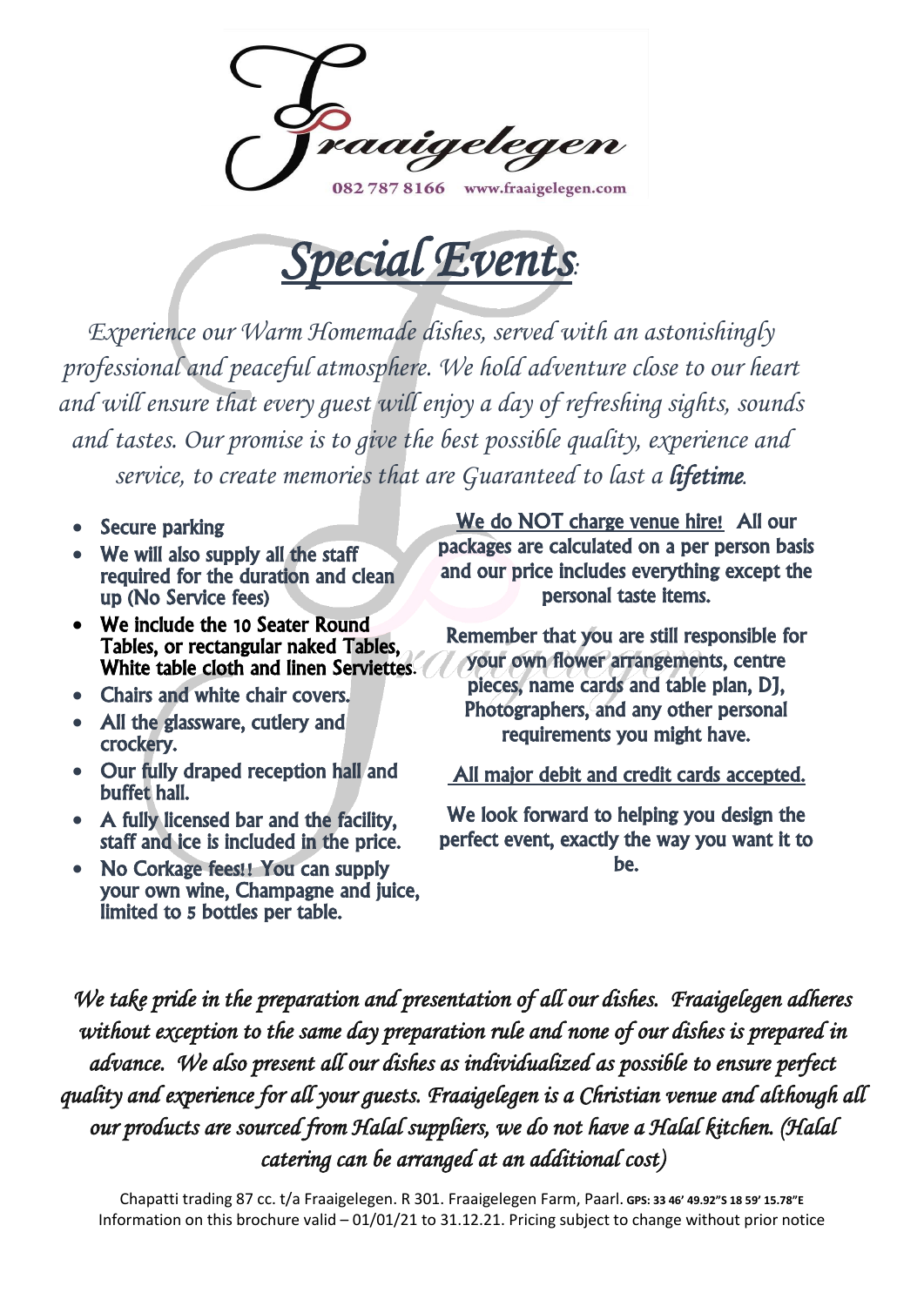Fraaigelegen

082 787 8166 www.fraaigelegen.com

# *Special Events*:

*Experience our Warm Homemade dishes, served with an astonishingly professional and peaceful atmosphere. We hold adventure close to our heart and will ensure that every guest will enjoy a day of refreshing sights, sounds and tastes. Our promise is to give the best possible quality, experience and service, to create memories that are Guaranteed to last a **lifetime**.*

- Secure parking
- We will also supply all the staff required for the duration and clean up (No Service fees)
- **We include the 10 Seater Round Tables, or rectangular naked Tables, White table cloth and linen Serviettes.**
- Chairs and white chair covers.
- All the glassware, cutlery and crockery.
- Our fully draped reception hall and buffet hall.
- A fully licensed bar and the facility, staff and ice is included in the price.
- No Corkage fees!! You can supply your own wine, Champagne and juice, limited to 5 bottles per table.

We do NOT charge venue hire! All our packages are calculated on a per person basis and our price includes everything except the personal taste items.

Remember that you are still responsible for your own flower arrangements, centre pieces, name cards and table plan, DJ, Photographers, and any other personal requirements you might have.

All major debit and credit cards accepted.

We look forward to helping you design the perfect event, exactly the way you want it to be.

*We take pride in the preparation and presentation of all our dishes. Fraaigelegen adheres without exception to the same day preparation rule and none of our dishes is prepared in advance. We also present all our dishes as individualized as possible to ensure perfect quality and experience for all your guests. Fraaigelegen is a Christian venue and although all our products are sourced from Halal suppliers, we do not have a Halal kitchen. (Halal catering can be arranged at an additional cost)*

Chapatti trading 87 cc. t/a Fraaigelegen. R 301. Fraaigelegen Farm, Paarl. **GPS: 33 46' 49.92"S 18 59' 15.78"E**
Information on this brochure valid – 01/01/21 to 31.12.21. Pricing subject to change without prior notice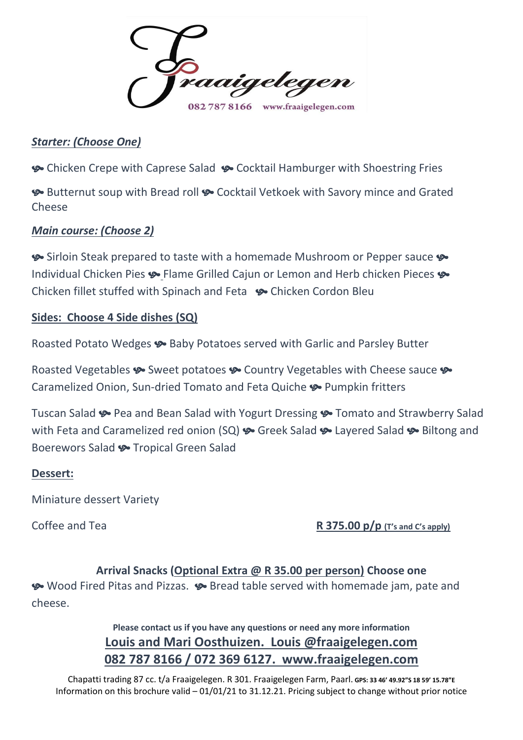Fraaigelegen

082 787 8166 www.fraaigelegen.com

***Starter: (Choose One)***

❧ Chicken Crepe with Caprese Salad ❧ Cocktail Hamburger with Shoestring Fries

❧ Butternut soup with Bread roll ❧ Cocktail Vetkoek with Savory mince and Grated Cheese

***Main course: (Choose 2)***

❧ Sirloin Steak prepared to taste with a homemade Mushroom or Pepper sauce ❧ Individual Chicken Pies ❧ Flame Grilled Cajun or Lemon and Herb chicken Pieces ❧ Chicken fillet stuffed with Spinach and Feta ❧ Chicken Cordon Bleu

**Sides: Choose 4 Side dishes (SQ)**

Roasted Potato Wedges ❧ Baby Potatoes served with Garlic and Parsley Butter

Roasted Vegetables ❧ Sweet potatoes ❧ Country Vegetables with Cheese sauce ❧ Caramelized Onion, Sun-dried Tomato and Feta Quiche ❧ Pumpkin fritters

Tuscan Salad ❧ Pea and Bean Salad with Yogurt Dressing ❧ Tomato and Strawberry Salad with Feta and Caramelized red onion (SQ) ❧ Greek Salad ❧ Layered Salad ❧ Biltong and Boerewors Salad ❧ Tropical Green Salad

**Dessert:**

Miniature dessert Variety

Coffee and Tea

**R 375.00 p/p** (T's and C's apply)

**Arrival Snacks (Optional Extra @ R 35.00 per person) Choose one**

❧ Wood Fired Pitas and Pizzas. ❧ Bread table served with homemade jam, pate and cheese.

**Please contact us if you have any questions or need any more information**

**Louis and Mari Oosthuizen. Louis @fraaigelegen.com**

**082 787 8166 / 072 369 6127. www.fraaigelegen.com**

Chapatti trading 87 cc. t/a Fraaigelegen. R 301. Fraaigelegen Farm, Paarl. **GPS: 33 46' 49.92"S 18 59' 15.78"E**

Information on this brochure valid – 01/01/21 to 31.12.21. Pricing subject to change without prior notice